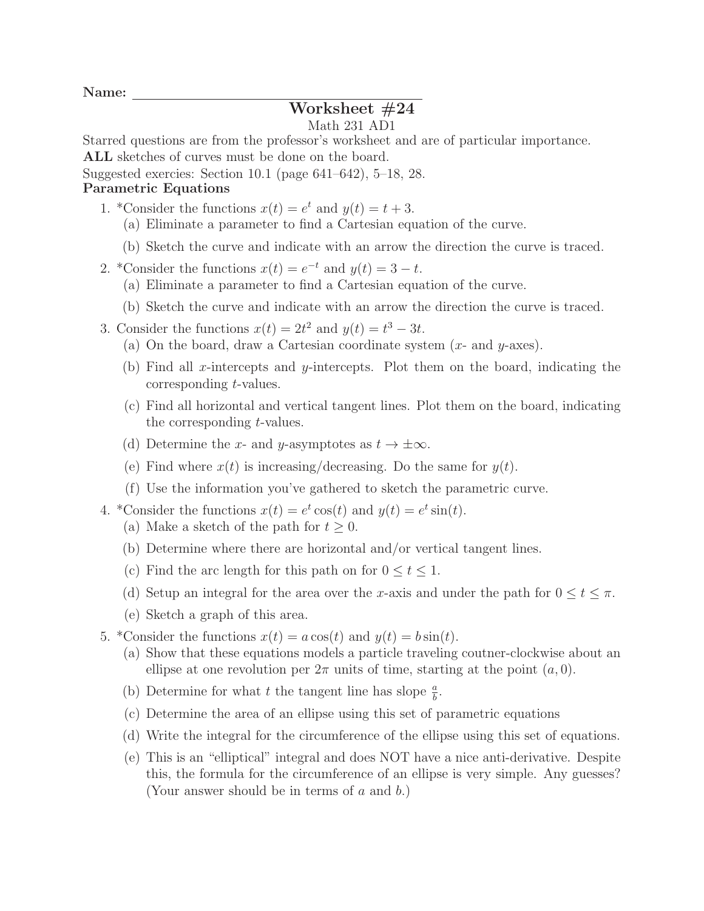**Name:** ____________________________________

# Worksheet #24

Math 231 AD1

Starred questions are from the professor's worksheet and are of particular importance.
**ALL** sketches of curves must be done on the board.
Suggested exercises: Section 10.1 (page 641–642), 5–18, 28.

### Parametric Equations

1. *Consider the functions $x(t) = e^t$ and $y(t) = t + 3$.
   (a) Eliminate a parameter to find a Cartesian equation of the curve.
   (b) Sketch the curve and indicate with an arrow the direction the curve is traced.
2. *Consider the functions $x(t) = e^{-t}$ and $y(t) = 3 - t$.
   (a) Eliminate a parameter to find a Cartesian equation of the curve.
   (b) Sketch the curve and indicate with an arrow the direction the curve is traced.
3. Consider the functions $x(t) = 2t^2$ and $y(t) = t^3 - 3t$.
   (a) On the board, draw a Cartesian coordinate system ($x$- and $y$-axes).
   (b) Find all $x$-intercepts and $y$-intercepts. Plot them on the board, indicating the corresponding $t$-values.
   (c) Find all horizontal and vertical tangent lines. Plot them on the board, indicating the corresponding $t$-values.
   (d) Determine the $x$- and $y$-asymptotes as $t \to \pm\infty$.
   (e) Find where $x(t)$ is increasing/decreasing. Do the same for $y(t)$.
   (f) Use the information you've gathered to sketch the parametric curve.
4. *Consider the functions $x(t) = e^t \cos(t)$ and $y(t) = e^t \sin(t)$.
   (a) Make a sketch of the path for $t \geq 0$.
   (b) Determine where there are horizontal and/or vertical tangent lines.
   (c) Find the arc length for this path on for $0 \leq t \leq 1$.
   (d) Setup an integral for the area over the $x$-axis and under the path for $0 \leq t \leq \pi$.
   (e) Sketch a graph of this area.
5. *Consider the functions $x(t) = a\cos(t)$ and $y(t) = b\sin(t)$.
   (a) Show that these equations models a particle traveling coutner-clockwise about an ellipse at one revolution per $2\pi$ units of time, starting at the point $(a, 0)$.
   (b) Determine for what $t$ the tangent line has slope $\frac{a}{b}$.
   (c) Determine the area of an ellipse using this set of parametric equations
   (d) Write the integral for the circumference of the ellipse using this set of equations.
   (e) This is an "elliptical" integral and does NOT have a nice anti-derivative. Despite this, the formula for the circumference of an ellipse is very simple. Any guesses? (Your answer should be in terms of $a$ and $b$.)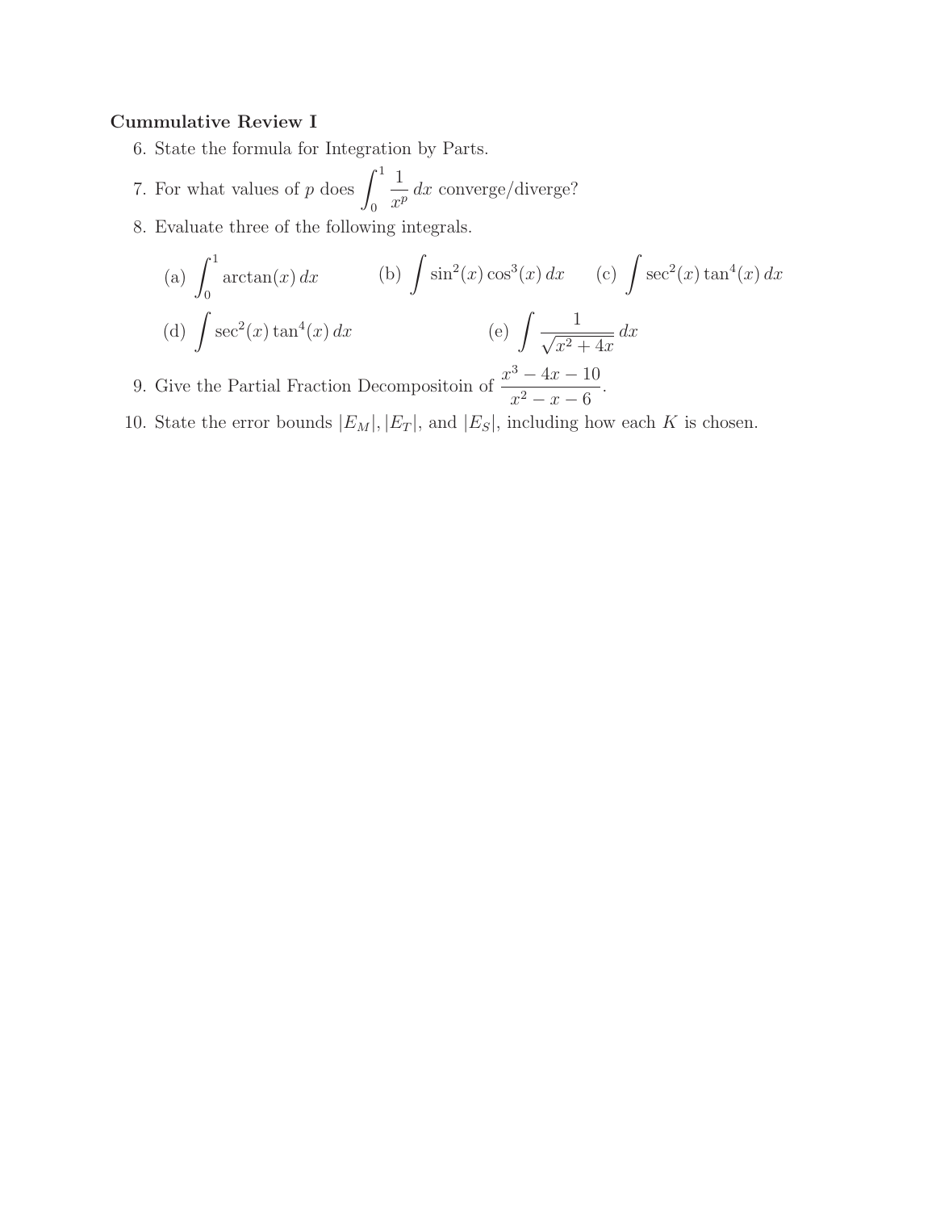**Cummulative Review I**

6. State the formula for Integration by Parts.

7. For what values of $p$ does $\int_0^1 \frac{1}{x^p}\, dx$ converge/diverge?

8. Evaluate three of the following integrals.

   (a) $\int_0^1 \arctan(x)\, dx$ (b) $\int \sin^2(x)\cos^3(x)\, dx$ (c) $\int \sec^2(x)\tan^4(x)\, dx$

   (d) $\int \sec^2(x)\tan^4(x)\, dx$ (e) $\int \frac{1}{\sqrt{x^2+4x}}\, dx$

9. Give the Partial Fraction Decompositoin of $\frac{x^3-4x-10}{x^2-x-6}$.

10. State the error bounds $|E_M|, |E_T|$, and $|E_S|$, including how each $K$ is chosen.